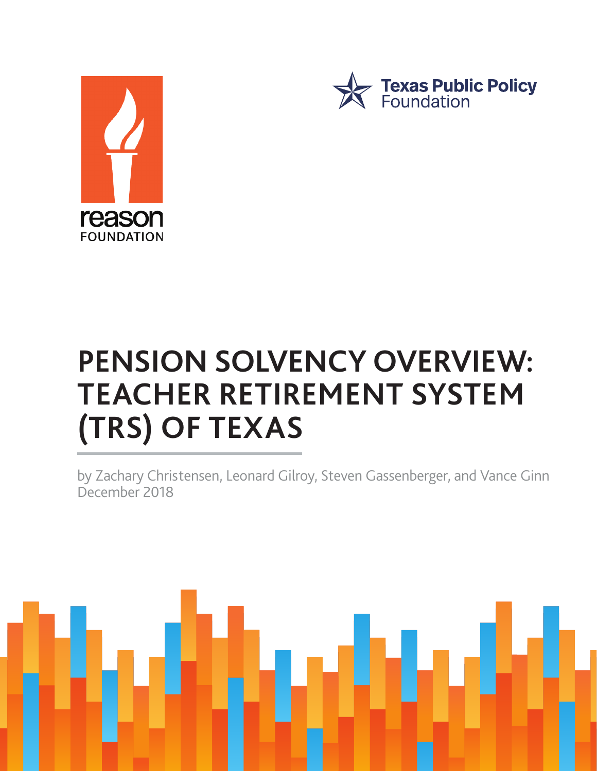reason FOUNDATION

Texas Public Policy Foundation

# PENSION SOLVENCY OVERVIEW: TEACHER RETIREMENT SYSTEM (TRS) OF TEXAS

by Zachary Christensen, Leonard Gilroy, Steven Gassenberger, and Vance Ginn
December 2018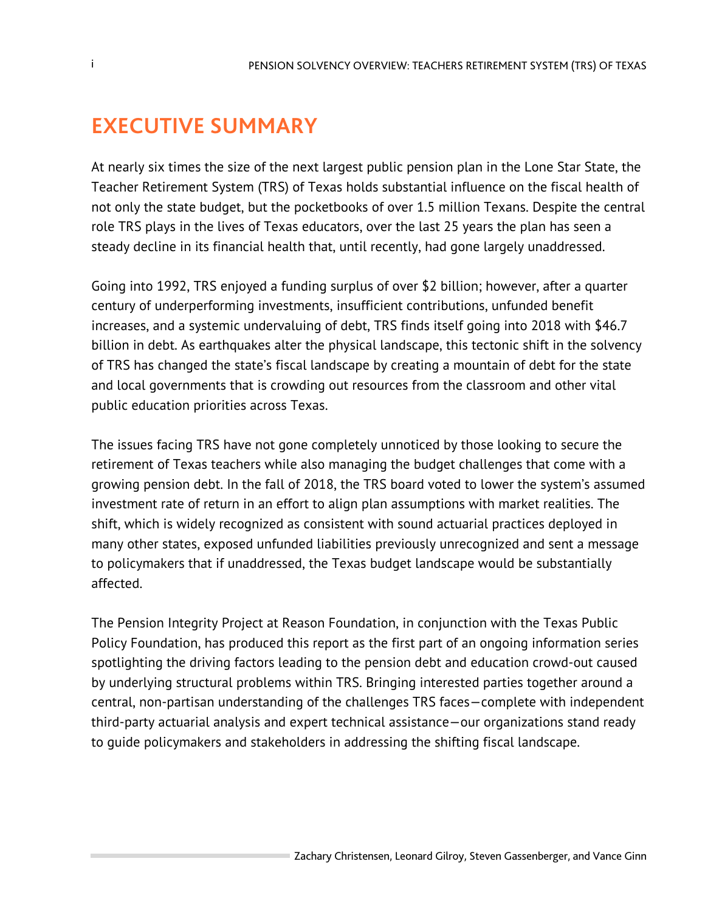# EXECUTIVE SUMMARY

At nearly six times the size of the next largest public pension plan in the Lone Star State, the Teacher Retirement System (TRS) of Texas holds substantial influence on the fiscal health of not only the state budget, but the pocketbooks of over 1.5 million Texans. Despite the central role TRS plays in the lives of Texas educators, over the last 25 years the plan has seen a steady decline in its financial health that, until recently, had gone largely unaddressed.

Going into 1992, TRS enjoyed a funding surplus of over $2 billion; however, after a quarter century of underperforming investments, insufficient contributions, unfunded benefit increases, and a systemic undervaluing of debt, TRS finds itself going into 2018 with $46.7 billion in debt. As earthquakes alter the physical landscape, this tectonic shift in the solvency of TRS has changed the state's fiscal landscape by creating a mountain of debt for the state and local governments that is crowding out resources from the classroom and other vital public education priorities across Texas.

The issues facing TRS have not gone completely unnoticed by those looking to secure the retirement of Texas teachers while also managing the budget challenges that come with a growing pension debt. In the fall of 2018, the TRS board voted to lower the system's assumed investment rate of return in an effort to align plan assumptions with market realities. The shift, which is widely recognized as consistent with sound actuarial practices deployed in many other states, exposed unfunded liabilities previously unrecognized and sent a message to policymakers that if unaddressed, the Texas budget landscape would be substantially affected.

The Pension Integrity Project at Reason Foundation, in conjunction with the Texas Public Policy Foundation, has produced this report as the first part of an ongoing information series spotlighting the driving factors leading to the pension debt and education crowd-out caused by underlying structural problems within TRS. Bringing interested parties together around a central, non-partisan understanding of the challenges TRS faces—complete with independent third-party actuarial analysis and expert technical assistance—our organizations stand ready to guide policymakers and stakeholders in addressing the shifting fiscal landscape.

Zachary Christensen, Leonard Gilroy, Steven Gassenberger, and Vance Ginn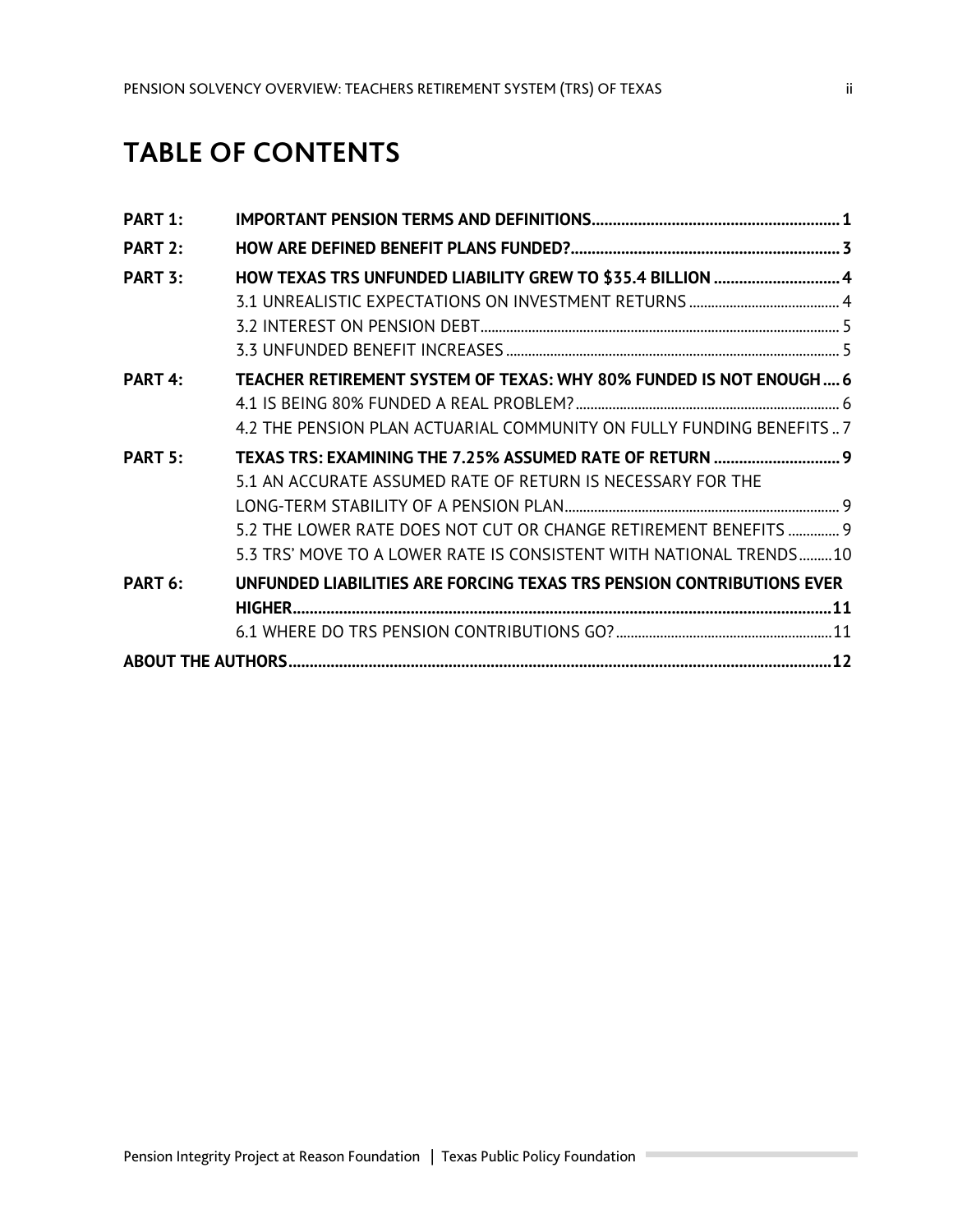# TABLE OF CONTENTS

| | | |
|---|---|---|
| **PART 1:** | **IMPORTANT PENSION TERMS AND DEFINITIONS** | **1** |
| **PART 2:** | **HOW ARE DEFINED BENEFIT PLANS FUNDED?** | **3** |
| **PART 3:** | **HOW TEXAS TRS UNFUNDED LIABILITY GREW TO $35.4 BILLION** | **4** |
| | 3.1 UNREALISTIC EXPECTATIONS ON INVESTMENT RETURNS | 4 |
| | 3.2 INTEREST ON PENSION DEBT | 5 |
| | 3.3 UNFUNDED BENEFIT INCREASES | 5 |
| **PART 4:** | **TEACHER RETIREMENT SYSTEM OF TEXAS: WHY 80% FUNDED IS NOT ENOUGH** | **6** |
| | 4.1 IS BEING 80% FUNDED A REAL PROBLEM? | 6 |
| | 4.2 THE PENSION PLAN ACTUARIAL COMMUNITY ON FULLY FUNDING BENEFITS | 7 |
| **PART 5:** | **TEXAS TRS: EXAMINING THE 7.25% ASSUMED RATE OF RETURN** | **9** |
| | 5.1 AN ACCURATE ASSUMED RATE OF RETURN IS NECESSARY FOR THE LONG-TERM STABILITY OF A PENSION PLAN | 9 |
| | 5.2 THE LOWER RATE DOES NOT CUT OR CHANGE RETIREMENT BENEFITS | 9 |
| | 5.3 TRS' MOVE TO A LOWER RATE IS CONSISTENT WITH NATIONAL TRENDS | 10 |
| **PART 6:** | **UNFUNDED LIABILITIES ARE FORCING TEXAS TRS PENSION CONTRIBUTIONS EVER HIGHER** | **11** |
| | 6.1 WHERE DO TRS PENSION CONTRIBUTIONS GO? | 11 |
| **ABOUT THE AUTHORS** | | **12** |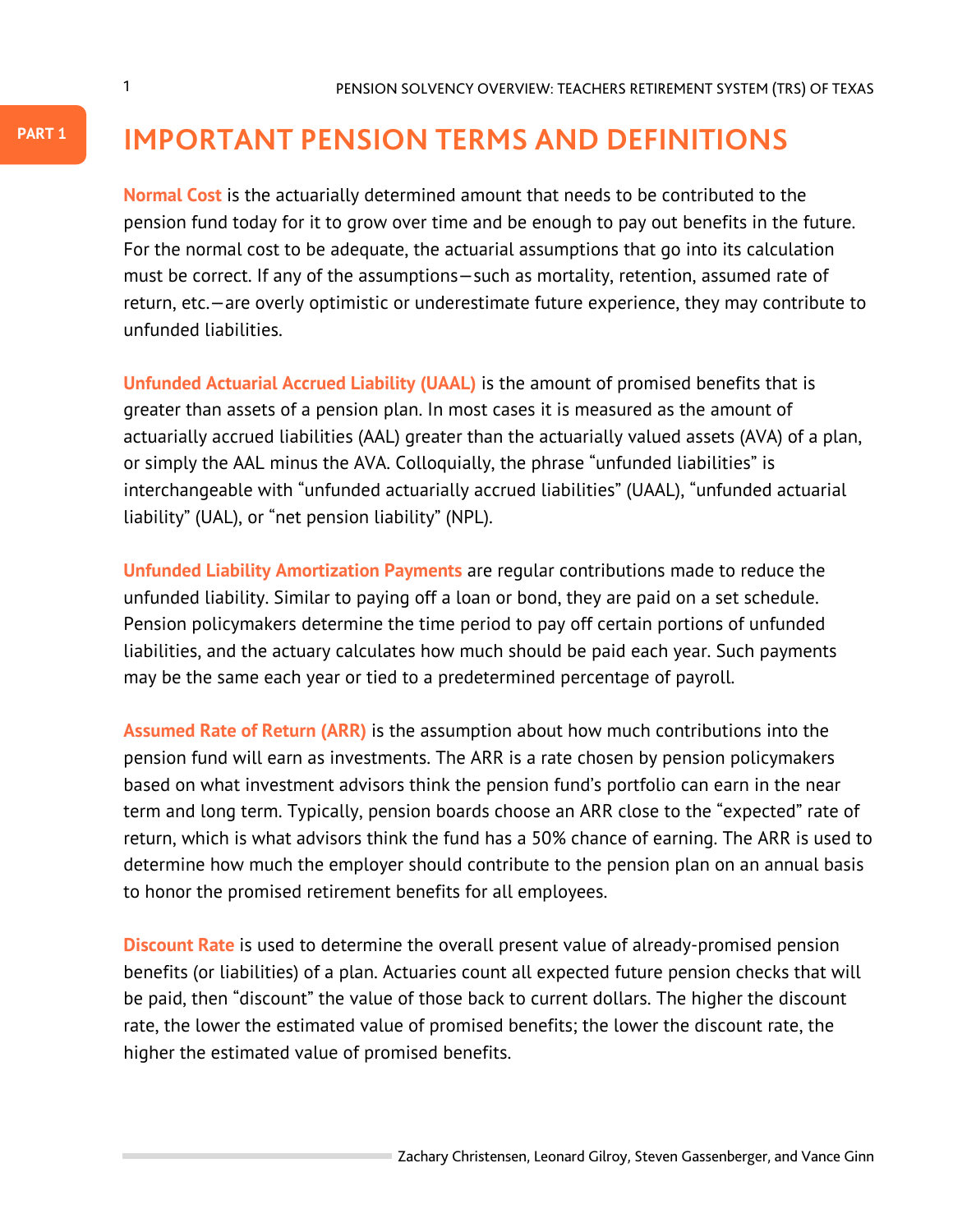# IMPORTANT PENSION TERMS AND DEFINITIONS

**Normal Cost** is the actuarially determined amount that needs to be contributed to the pension fund today for it to grow over time and be enough to pay out benefits in the future. For the normal cost to be adequate, the actuarial assumptions that go into its calculation must be correct. If any of the assumptions—such as mortality, retention, assumed rate of return, etc.—are overly optimistic or underestimate future experience, they may contribute to unfunded liabilities.

**Unfunded Actuarial Accrued Liability (UAAL)** is the amount of promised benefits that is greater than assets of a pension plan. In most cases it is measured as the amount of actuarially accrued liabilities (AAL) greater than the actuarially valued assets (AVA) of a plan, or simply the AAL minus the AVA. Colloquially, the phrase "unfunded liabilities" is interchangeable with "unfunded actuarially accrued liabilities" (UAAL), "unfunded actuarial liability" (UAL), or "net pension liability" (NPL).

**Unfunded Liability Amortization Payments** are regular contributions made to reduce the unfunded liability. Similar to paying off a loan or bond, they are paid on a set schedule. Pension policymakers determine the time period to pay off certain portions of unfunded liabilities, and the actuary calculates how much should be paid each year. Such payments may be the same each year or tied to a predetermined percentage of payroll.

**Assumed Rate of Return (ARR)** is the assumption about how much contributions into the pension fund will earn as investments. The ARR is a rate chosen by pension policymakers based on what investment advisors think the pension fund's portfolio can earn in the near term and long term. Typically, pension boards choose an ARR close to the "expected" rate of return, which is what advisors think the fund has a 50% chance of earning. The ARR is used to determine how much the employer should contribute to the pension plan on an annual basis to honor the promised retirement benefits for all employees.

**Discount Rate** is used to determine the overall present value of already-promised pension benefits (or liabilities) of a plan. Actuaries count all expected future pension checks that will be paid, then "discount" the value of those back to current dollars. The higher the discount rate, the lower the estimated value of promised benefits; the lower the discount rate, the higher the estimated value of promised benefits.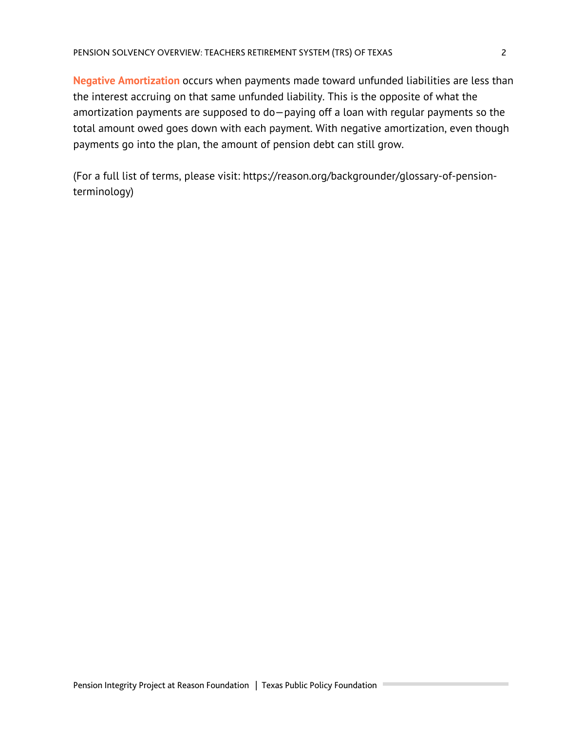**Negative Amortization** occurs when payments made toward unfunded liabilities are less than the interest accruing on that same unfunded liability. This is the opposite of what the amortization payments are supposed to do—paying off a loan with regular payments so the total amount owed goes down with each payment. With negative amortization, even though payments go into the plan, the amount of pension debt can still grow.

(For a full list of terms, please visit: https://reason.org/backgrounder/glossary-of-pension-terminology)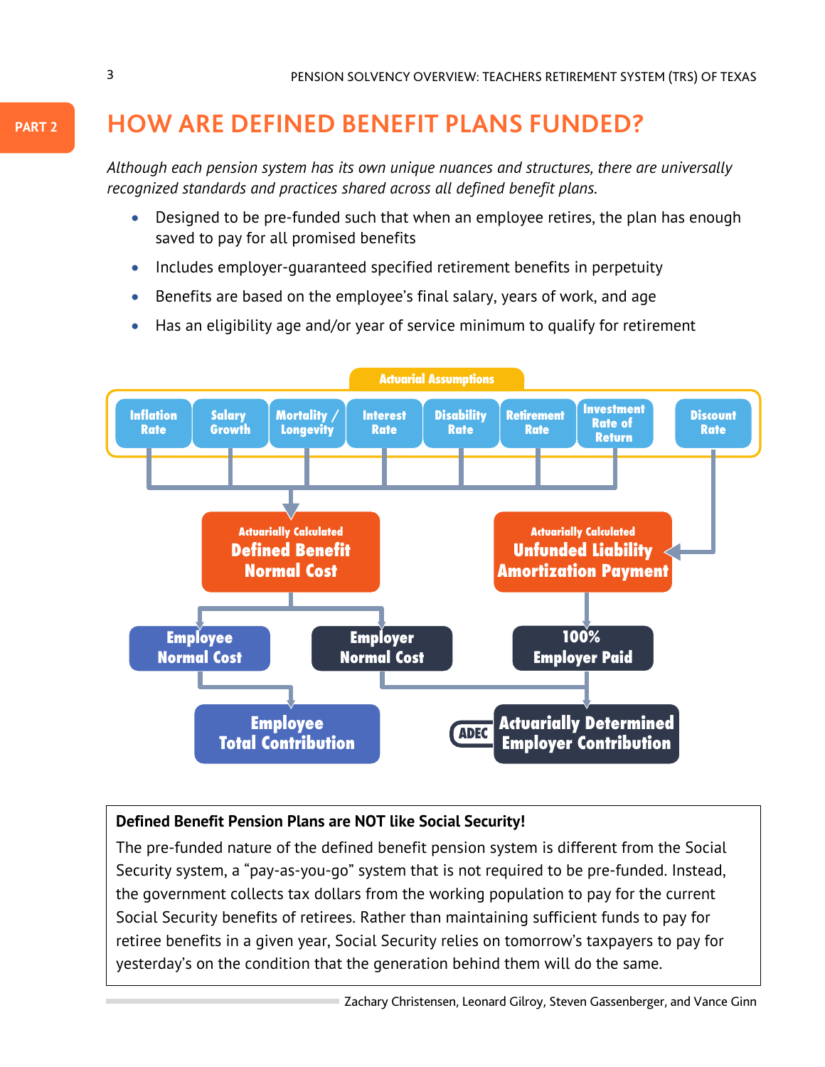PART 2

# HOW ARE DEFINED BENEFIT PLANS FUNDED?

*Although each pension system has its own unique nuances and structures, there are universally recognized standards and practices shared across all defined benefit plans.*

- Designed to be pre-funded such that when an employee retires, the plan has enough saved to pay for all promised benefits
- Includes employer-guaranteed specified retirement benefits in perpetuity
- Benefits are based on the employee's final salary, years of work, and age
- Has an eligibility age and/or year of service minimum to qualify for retirement

**Actuarial Assumptions**

Inflation Rate | Salary Growth | Mortality / Longevity | Interest Rate | Disability Rate | Retirement Rate | Investment Rate of Return | Discount Rate

Actuarially Calculated **Defined Benefit Normal Cost**

Actuarially Calculated **Unfunded Liability Amortization Payment**

**Employee Normal Cost**

**Employer Normal Cost**

**100% Employer Paid**

**Employee Total Contribution**

**ADEC Actuarially Determined Employer Contribution**

**Defined Benefit Pension Plans are NOT like Social Security!**

The pre-funded nature of the defined benefit pension system is different from the Social Security system, a "pay-as-you-go" system that is not required to be pre-funded. Instead, the government collects tax dollars from the working population to pay for the current Social Security benefits of retirees. Rather than maintaining sufficient funds to pay for retiree benefits in a given year, Social Security relies on tomorrow's taxpayers to pay for yesterday's on the condition that the generation behind them will do the same.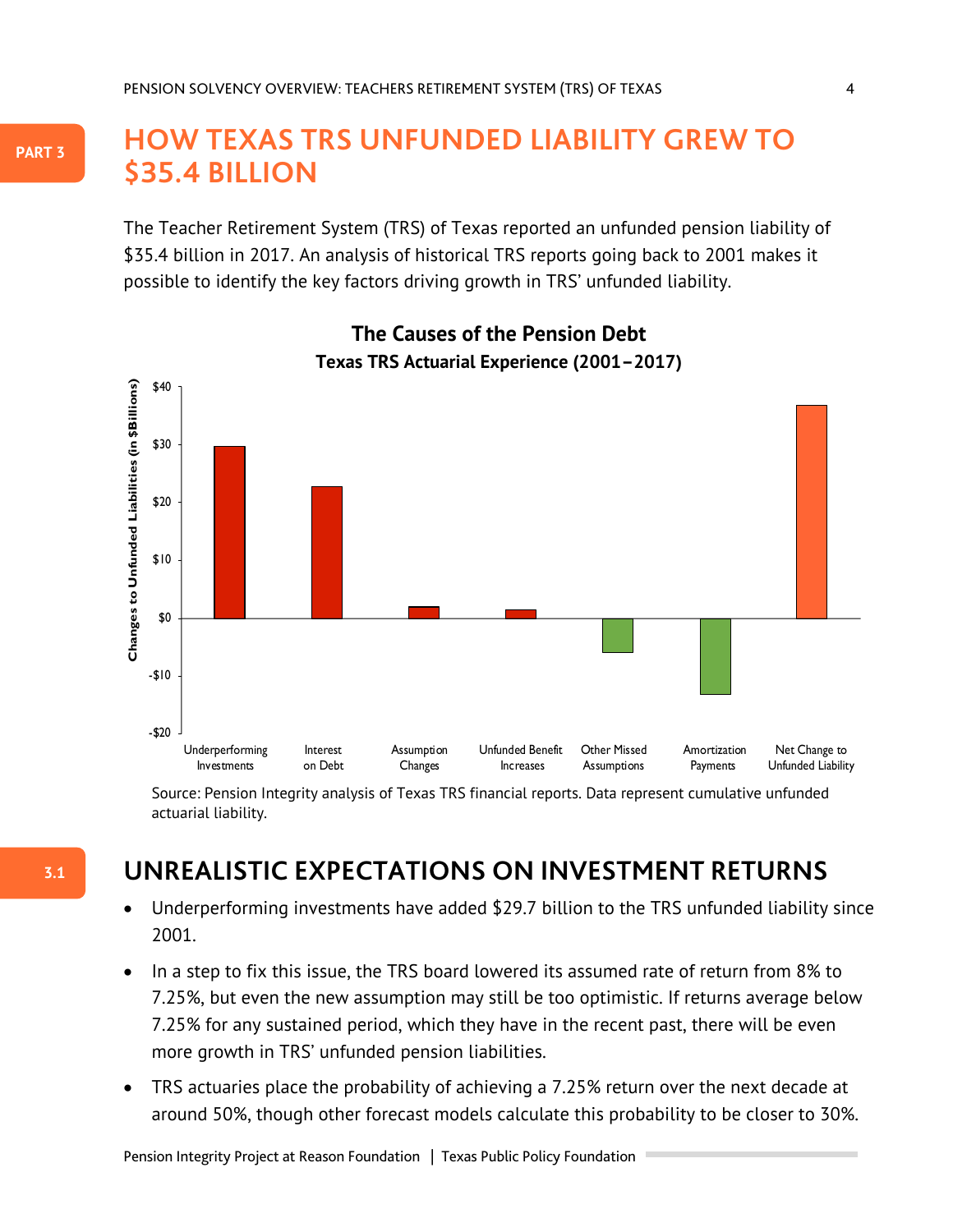PART 3

# HOW TEXAS TRS UNFUNDED LIABILITY GREW TO $35.4 BILLION

The Teacher Retirement System (TRS) of Texas reported an unfunded pension liability of $35.4 billion in 2017. An analysis of historical TRS reports going back to 2001 makes it possible to identify the key factors driving growth in TRS' unfunded liability.

**The Causes of the Pension Debt**

**Texas TRS Actuarial Experience (2001–2017)**

Changes to Unfunded Liabilities (in $Billions)

$40, $30, $20, $10, $0, -$10, -$20

Underperforming Investments | Interest on Debt | Assumption Changes | Unfunded Benefit Increases | Other Missed Assumptions | Amortization Payments | Net Change to Unfunded Liability

Source: Pension Integrity analysis of Texas TRS financial reports. Data represent cumulative unfunded actuarial liability.

3.1

## UNREALISTIC EXPECTATIONS ON INVESTMENT RETURNS

- Underperforming investments have added $29.7 billion to the TRS unfunded liability since 2001.
- In a step to fix this issue, the TRS board lowered its assumed rate of return from 8% to 7.25%, but even the new assumption may still be too optimistic. If returns average below 7.25% for any sustained period, which they have in the recent past, there will be even more growth in TRS' unfunded pension liabilities.
- TRS actuaries place the probability of achieving a 7.25% return over the next decade at around 50%, though other forecast models calculate this probability to be closer to 30%.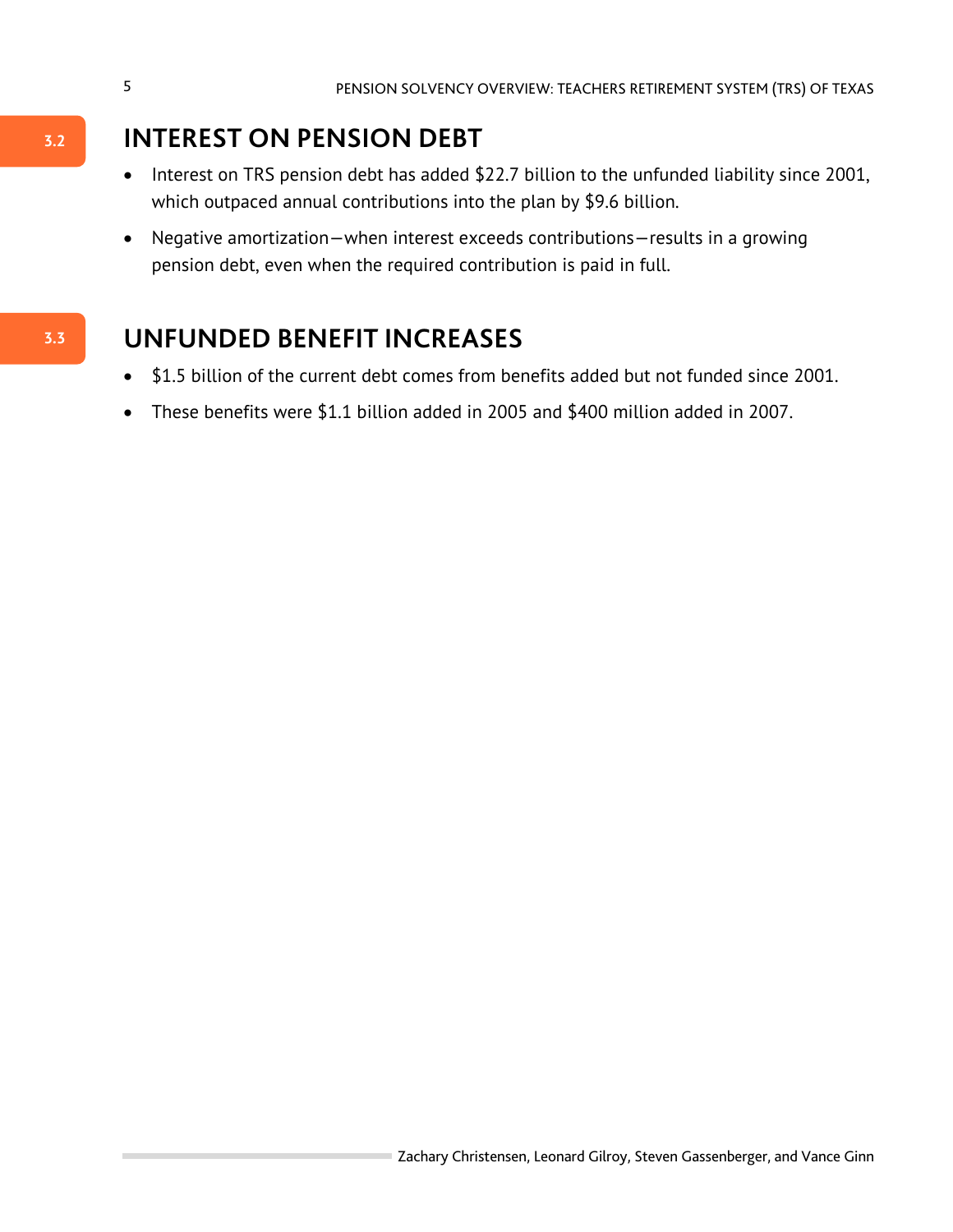## 3.2 INTEREST ON PENSION DEBT

- Interest on TRS pension debt has added $22.7 billion to the unfunded liability since 2001, which outpaced annual contributions into the plan by $9.6 billion.
- Negative amortization—when interest exceeds contributions—results in a growing pension debt, even when the required contribution is paid in full.

## 3.3 UNFUNDED BENEFIT INCREASES

- $1.5 billion of the current debt comes from benefits added but not funded since 2001.
- These benefits were $1.1 billion added in 2005 and $400 million added in 2007.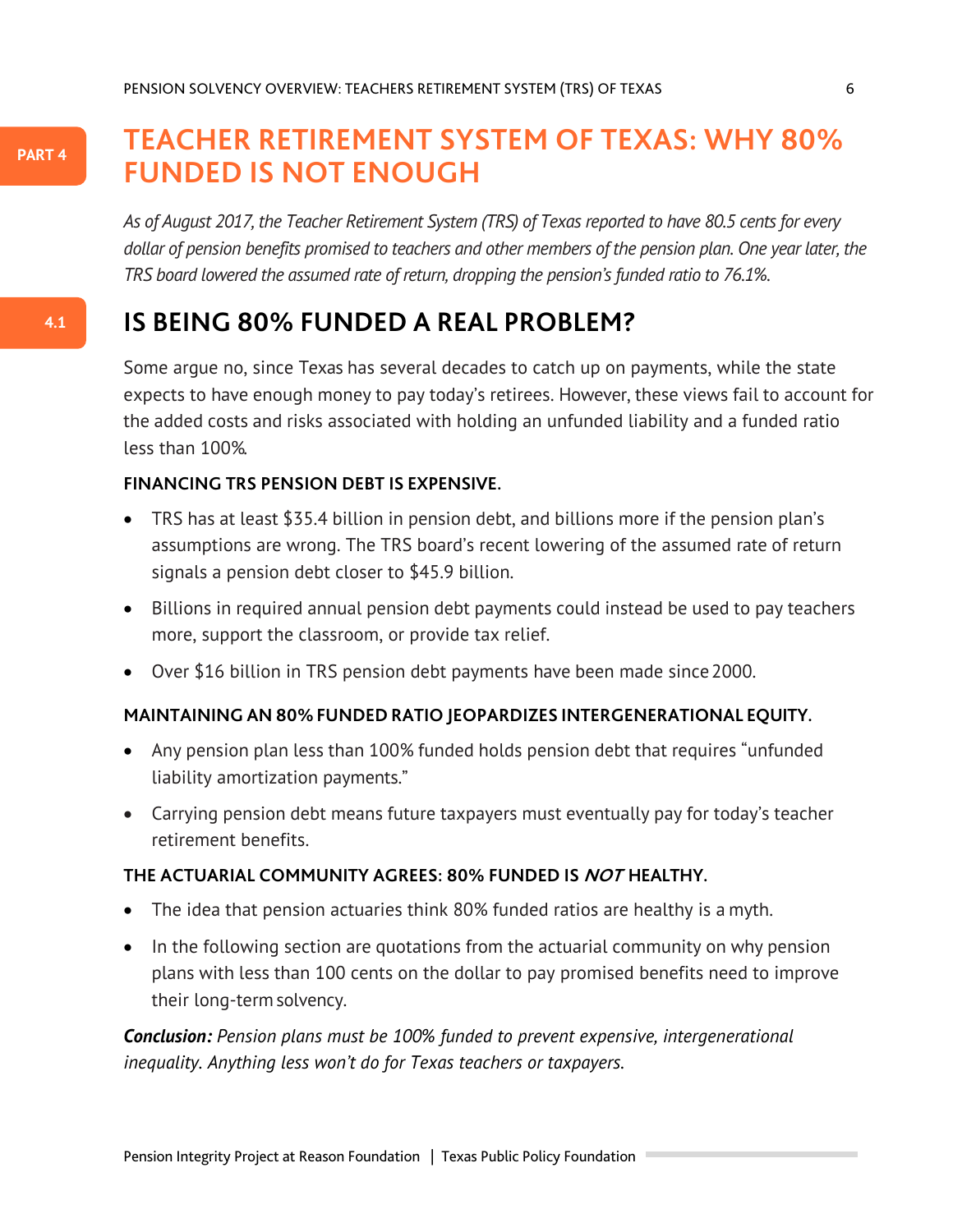PART 4

# TEACHER RETIREMENT SYSTEM OF TEXAS: WHY 80% FUNDED IS NOT ENOUGH

*As of August 2017, the Teacher Retirement System (TRS) of Texas reported to have 80.5 cents for every dollar of pension benefits promised to teachers and other members of the pension plan. One year later, the TRS board lowered the assumed rate of return, dropping the pension's funded ratio to 76.1%.*

4.1

## IS BEING 80% FUNDED A REAL PROBLEM?

Some argue no, since Texas has several decades to catch up on payments, while the state expects to have enough money to pay today's retirees. However, these views fail to account for the added costs and risks associated with holding an unfunded liability and a funded ratio less than 100%.

**FINANCING TRS PENSION DEBT IS EXPENSIVE.**

- TRS has at least $35.4 billion in pension debt, and billions more if the pension plan's assumptions are wrong. The TRS board's recent lowering of the assumed rate of return signals a pension debt closer to $45.9 billion.
- Billions in required annual pension debt payments could instead be used to pay teachers more, support the classroom, or provide tax relief.
- Over $16 billion in TRS pension debt payments have been made since 2000.

**MAINTAINING AN 80% FUNDED RATIO JEOPARDIZES INTERGENERATIONAL EQUITY.**

- Any pension plan less than 100% funded holds pension debt that requires "unfunded liability amortization payments."
- Carrying pension debt means future taxpayers must eventually pay for today's teacher retirement benefits.

**THE ACTUARIAL COMMUNITY AGREES: 80% FUNDED IS *NOT* HEALTHY.**

- The idea that pension actuaries think 80% funded ratios are healthy is a myth.
- In the following section are quotations from the actuarial community on why pension plans with less than 100 cents on the dollar to pay promised benefits need to improve their long-term solvency.

***Conclusion:*** *Pension plans must be 100% funded to prevent expensive, intergenerational inequality. Anything less won't do for Texas teachers or taxpayers.*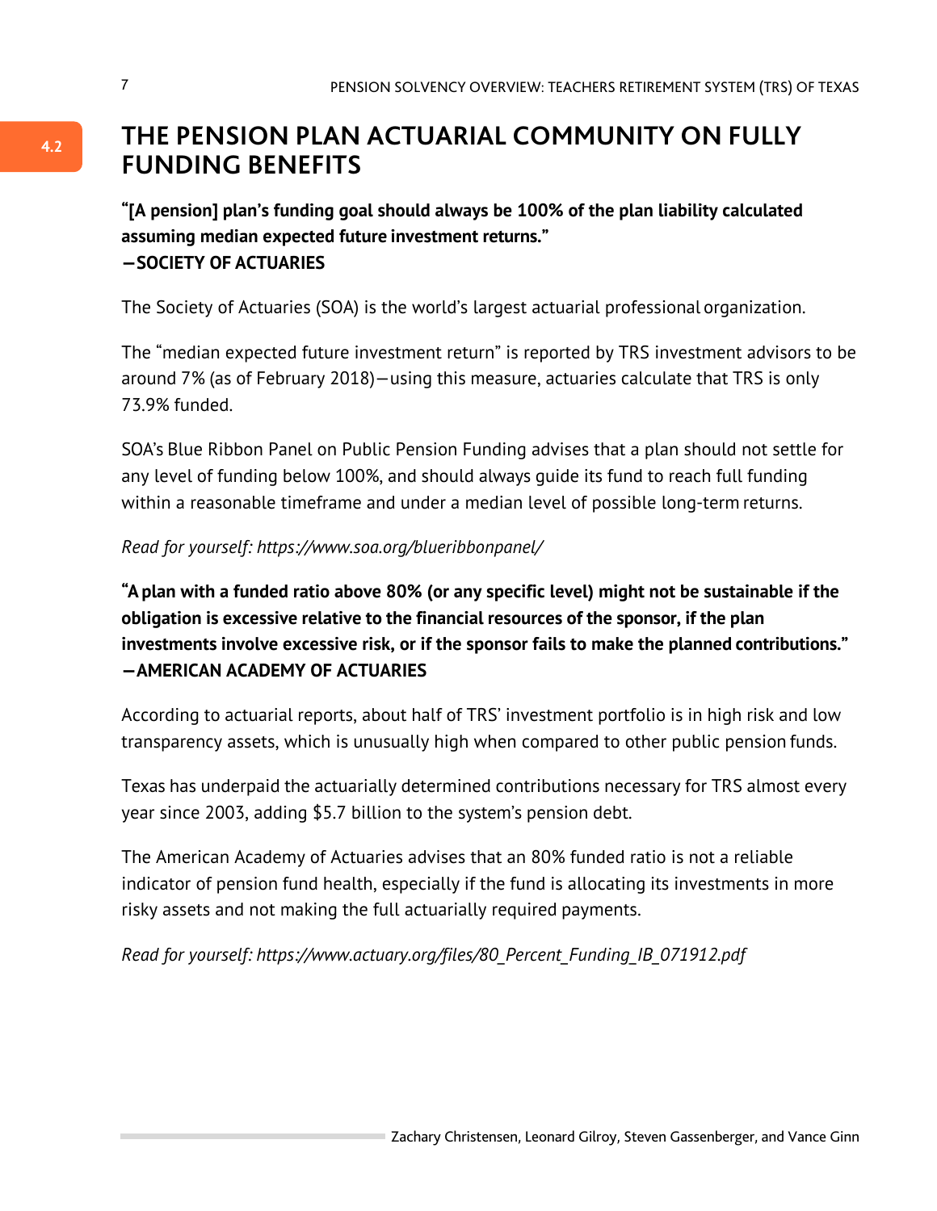## 4.2 THE PENSION PLAN ACTUARIAL COMMUNITY ON FULLY FUNDING BENEFITS

**"[A pension] plan's funding goal should always be 100% of the plan liability calculated assuming median expected future investment returns."**
**—SOCIETY OF ACTUARIES**

The Society of Actuaries (SOA) is the world's largest actuarial professional organization.

The "median expected future investment return" is reported by TRS investment advisors to be around 7% (as of February 2018)—using this measure, actuaries calculate that TRS is only 73.9% funded.

SOA's Blue Ribbon Panel on Public Pension Funding advises that a plan should not settle for any level of funding below 100%, and should always guide its fund to reach full funding within a reasonable timeframe and under a median level of possible long-term returns.

*Read for yourself: https://www.soa.org/blueribbonpanel/*

**"A plan with a funded ratio above 80% (or any specific level) might not be sustainable if the obligation is excessive relative to the financial resources of the sponsor, if the plan investments involve excessive risk, or if the sponsor fails to make the planned contributions."**
**—AMERICAN ACADEMY OF ACTUARIES**

According to actuarial reports, about half of TRS' investment portfolio is in high risk and low transparency assets, which is unusually high when compared to other public pension funds.

Texas has underpaid the actuarially determined contributions necessary for TRS almost every year since 2003, adding $5.7 billion to the system's pension debt.

The American Academy of Actuaries advises that an 80% funded ratio is not a reliable indicator of pension fund health, especially if the fund is allocating its investments in more risky assets and not making the full actuarially required payments.

*Read for yourself: https://www.actuary.org/files/80_Percent_Funding_IB_071912.pdf*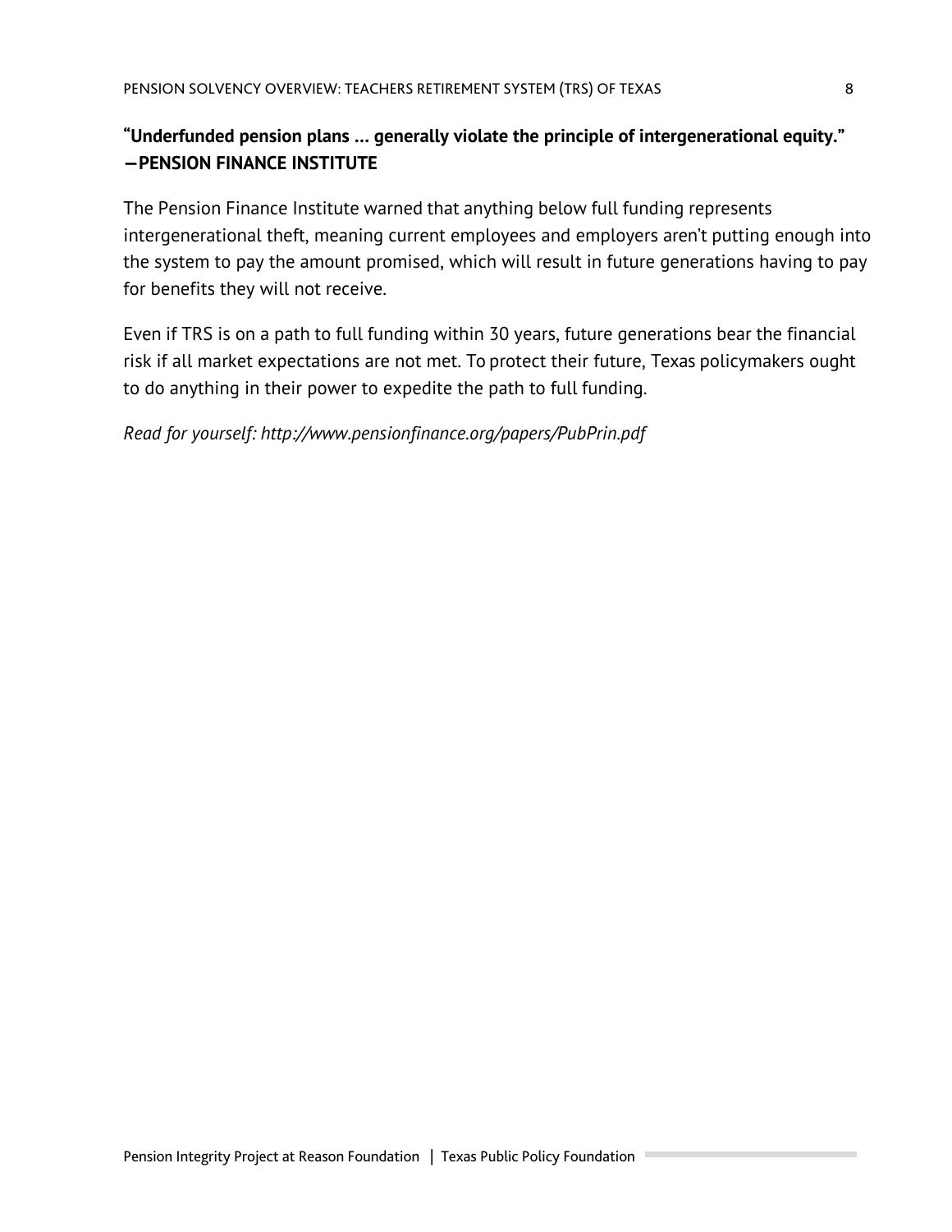**"Underfunded pension plans ... generally violate the principle of intergenerational equity." —PENSION FINANCE INSTITUTE**

The Pension Finance Institute warned that anything below full funding represents intergenerational theft, meaning current employees and employers aren't putting enough into the system to pay the amount promised, which will result in future generations having to pay for benefits they will not receive.

Even if TRS is on a path to full funding within 30 years, future generations bear the financial risk if all market expectations are not met. To protect their future, Texas policymakers ought to do anything in their power to expedite the path to full funding.

*Read for yourself: http://www.pensionfinance.org/papers/PubPrin.pdf*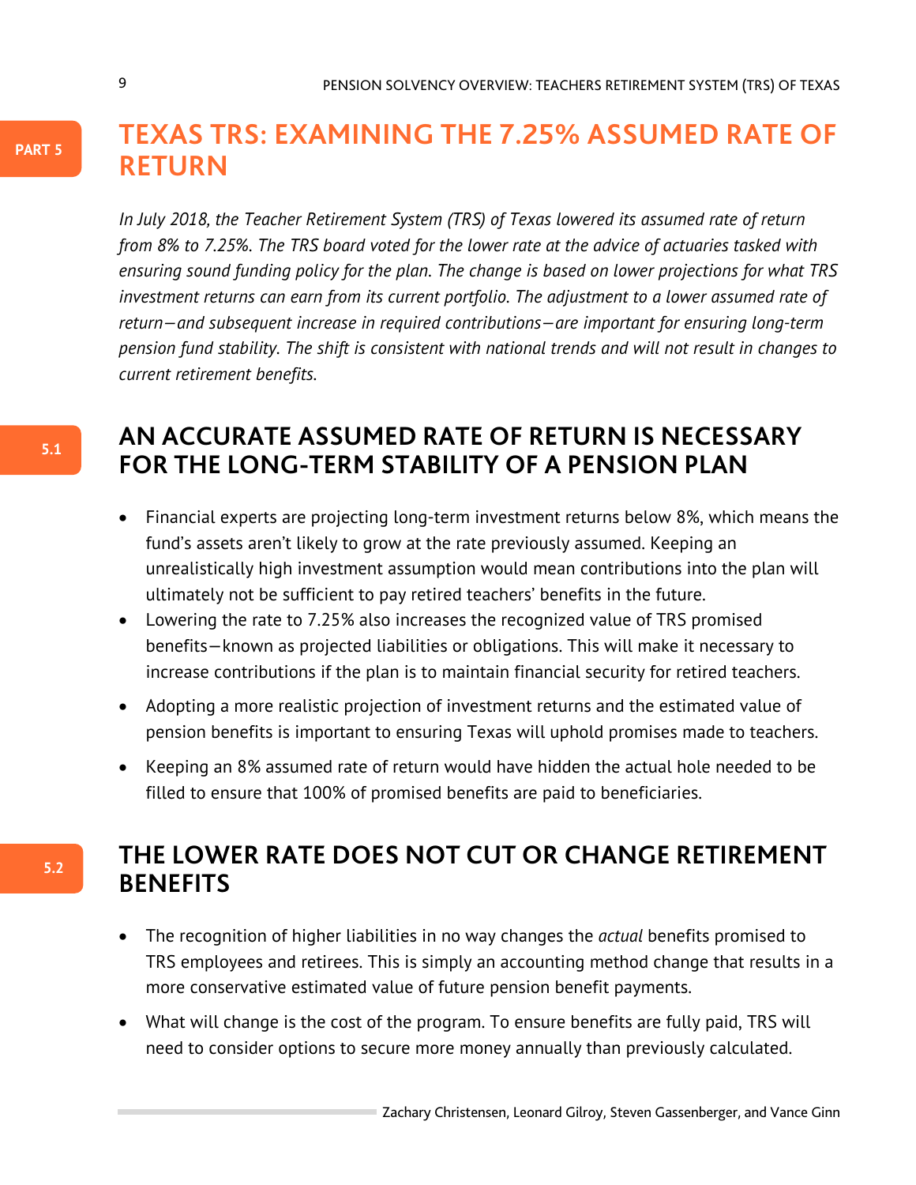# PART 5 TEXAS TRS: EXAMINING THE 7.25% ASSUMED RATE OF RETURN

*In July 2018, the Teacher Retirement System (TRS) of Texas lowered its assumed rate of return from 8% to 7.25%. The TRS board voted for the lower rate at the advice of actuaries tasked with ensuring sound funding policy for the plan. The change is based on lower projections for what TRS investment returns can earn from its current portfolio. The adjustment to a lower assumed rate of return—and subsequent increase in required contributions—are important for ensuring long-term pension fund stability. The shift is consistent with national trends and will not result in changes to current retirement benefits.*

## 5.1 AN ACCURATE ASSUMED RATE OF RETURN IS NECESSARY FOR THE LONG-TERM STABILITY OF A PENSION PLAN

- Financial experts are projecting long-term investment returns below 8%, which means the fund's assets aren't likely to grow at the rate previously assumed. Keeping an unrealistically high investment assumption would mean contributions into the plan will ultimately not be sufficient to pay retired teachers' benefits in the future.
- Lowering the rate to 7.25% also increases the recognized value of TRS promised benefits—known as projected liabilities or obligations. This will make it necessary to increase contributions if the plan is to maintain financial security for retired teachers.
- Adopting a more realistic projection of investment returns and the estimated value of pension benefits is important to ensuring Texas will uphold promises made to teachers.
- Keeping an 8% assumed rate of return would have hidden the actual hole needed to be filled to ensure that 100% of promised benefits are paid to beneficiaries.

## 5.2 THE LOWER RATE DOES NOT CUT OR CHANGE RETIREMENT BENEFITS

- The recognition of higher liabilities in no way changes the *actual* benefits promised to TRS employees and retirees. This is simply an accounting method change that results in a more conservative estimated value of future pension benefit payments.
- What will change is the cost of the program. To ensure benefits are fully paid, TRS will need to consider options to secure more money annually than previously calculated.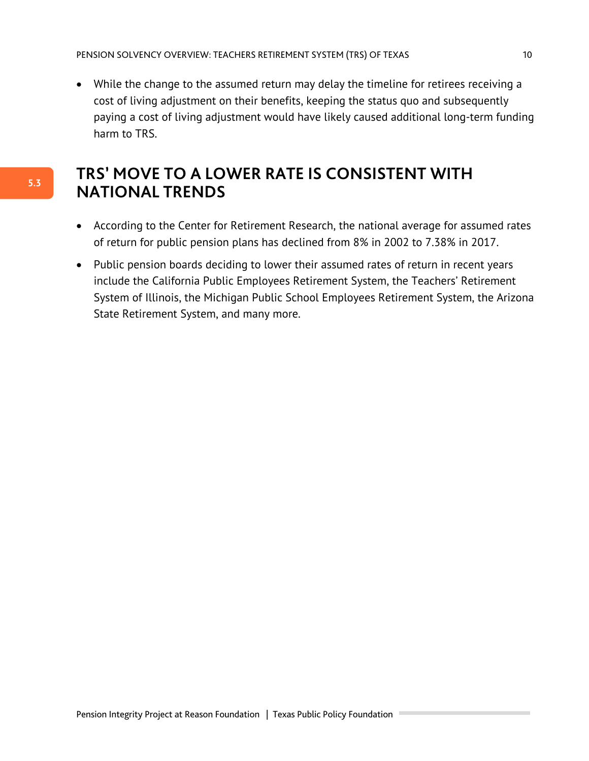- While the change to the assumed return may delay the timeline for retirees receiving a cost of living adjustment on their benefits, keeping the status quo and subsequently paying a cost of living adjustment would have likely caused additional long-term funding harm to TRS.

## 5.3 TRS' MOVE TO A LOWER RATE IS CONSISTENT WITH NATIONAL TRENDS

- According to the Center for Retirement Research, the national average for assumed rates of return for public pension plans has declined from 8% in 2002 to 7.38% in 2017.
- Public pension boards deciding to lower their assumed rates of return in recent years include the California Public Employees Retirement System, the Teachers' Retirement System of Illinois, the Michigan Public School Employees Retirement System, the Arizona State Retirement System, and many more.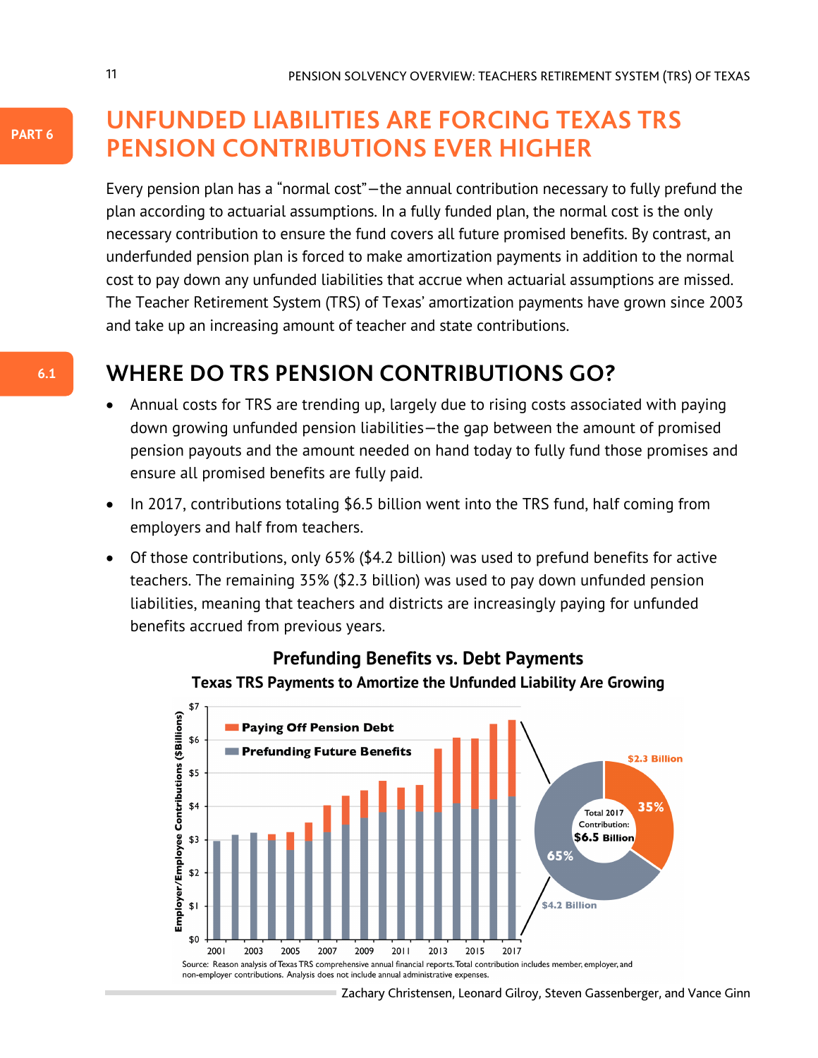PART 6

# UNFUNDED LIABILITIES ARE FORCING TEXAS TRS PENSION CONTRIBUTIONS EVER HIGHER

Every pension plan has a "normal cost"—the annual contribution necessary to fully prefund the plan according to actuarial assumptions. In a fully funded plan, the normal cost is the only necessary contribution to ensure the fund covers all future promised benefits. By contrast, an underfunded pension plan is forced to make amortization payments in addition to the normal cost to pay down any unfunded liabilities that accrue when actuarial assumptions are missed. The Teacher Retirement System (TRS) of Texas' amortization payments have grown since 2003 and take up an increasing amount of teacher and state contributions.

## 6.1 WHERE DO TRS PENSION CONTRIBUTIONS GO?

- Annual costs for TRS are trending up, largely due to rising costs associated with paying down growing unfunded pension liabilities—the gap between the amount of promised pension payouts and the amount needed on hand today to fully fund those promises and ensure all promised benefits are fully paid.
- In 2017, contributions totaling $6.5 billion went into the TRS fund, half coming from employers and half from teachers.
- Of those contributions, only 65% ($4.2 billion) was used to prefund benefits for active teachers. The remaining 35% ($2.3 billion) was used to pay down unfunded pension liabilities, meaning that teachers and districts are increasingly paying for unfunded benefits accrued from previous years.

**Prefunding Benefits vs. Debt Payments**

**Texas TRS Payments to Amortize the Unfunded Liability Are Growing**

Source: Reason analysis of Texas TRS comprehensive annual financial reports. Total contribution includes member, employer, and non-employer contributions. Analysis does not include annual administrative expenses.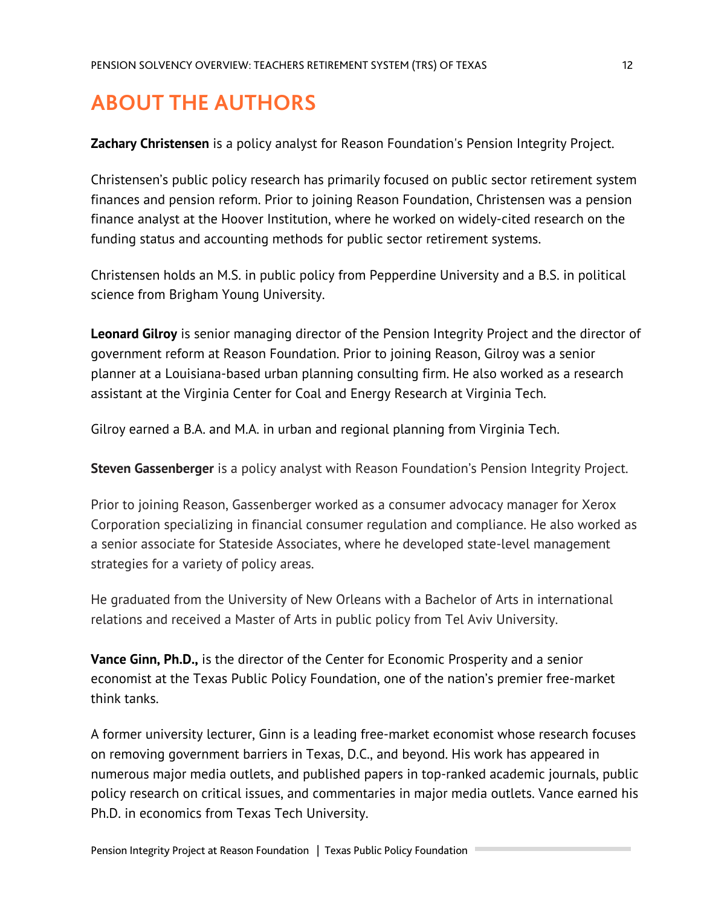# ABOUT THE AUTHORS

**Zachary Christensen** is a policy analyst for Reason Foundation's Pension Integrity Project.

Christensen's public policy research has primarily focused on public sector retirement system finances and pension reform. Prior to joining Reason Foundation, Christensen was a pension finance analyst at the Hoover Institution, where he worked on widely-cited research on the funding status and accounting methods for public sector retirement systems.

Christensen holds an M.S. in public policy from Pepperdine University and a B.S. in political science from Brigham Young University.

**Leonard Gilroy** is senior managing director of the Pension Integrity Project and the director of government reform at Reason Foundation. Prior to joining Reason, Gilroy was a senior planner at a Louisiana-based urban planning consulting firm. He also worked as a research assistant at the Virginia Center for Coal and Energy Research at Virginia Tech.

Gilroy earned a B.A. and M.A. in urban and regional planning from Virginia Tech.

**Steven Gassenberger** is a policy analyst with Reason Foundation's Pension Integrity Project.

Prior to joining Reason, Gassenberger worked as a consumer advocacy manager for Xerox Corporation specializing in financial consumer regulation and compliance. He also worked as a senior associate for Stateside Associates, where he developed state-level management strategies for a variety of policy areas.

He graduated from the University of New Orleans with a Bachelor of Arts in international relations and received a Master of Arts in public policy from Tel Aviv University.

**Vance Ginn, Ph.D.,** is the director of the Center for Economic Prosperity and a senior economist at the Texas Public Policy Foundation, one of the nation's premier free-market think tanks.

A former university lecturer, Ginn is a leading free-market economist whose research focuses on removing government barriers in Texas, D.C., and beyond. His work has appeared in numerous major media outlets, and published papers in top-ranked academic journals, public policy research on critical issues, and commentaries in major media outlets. Vance earned his Ph.D. in economics from Texas Tech University.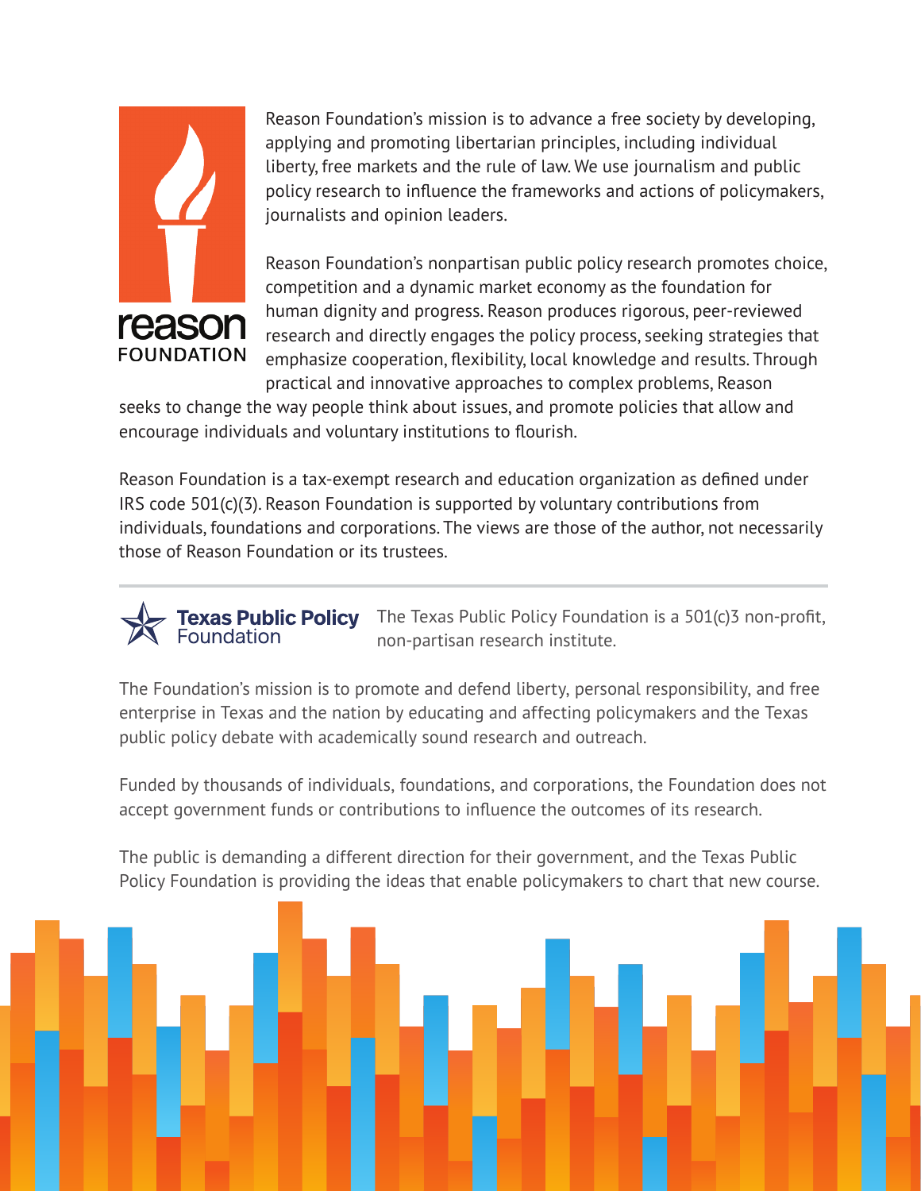reason FOUNDATION

Reason Foundation's mission is to advance a free society by developing, applying and promoting libertarian principles, including individual liberty, free markets and the rule of law. We use journalism and public policy research to influence the frameworks and actions of policymakers, journalists and opinion leaders.

Reason Foundation's nonpartisan public policy research promotes choice, competition and a dynamic market economy as the foundation for human dignity and progress. Reason produces rigorous, peer-reviewed research and directly engages the policy process, seeking strategies that emphasize cooperation, flexibility, local knowledge and results. Through practical and innovative approaches to complex problems, Reason seeks to change the way people think about issues, and promote policies that allow and encourage individuals and voluntary institutions to flourish.

Reason Foundation is a tax-exempt research and education organization as defined under IRS code 501(c)(3). Reason Foundation is supported by voluntary contributions from individuals, foundations and corporations. The views are those of the author, not necessarily those of Reason Foundation or its trustees.

---

**Texas Public Policy** Foundation

The Texas Public Policy Foundation is a 501(c)3 non-profit, non-partisan research institute.

The Foundation's mission is to promote and defend liberty, personal responsibility, and free enterprise in Texas and the nation by educating and affecting policymakers and the Texas public policy debate with academically sound research and outreach.

Funded by thousands of individuals, foundations, and corporations, the Foundation does not accept government funds or contributions to influence the outcomes of its research.

The public is demanding a different direction for their government, and the Texas Public Policy Foundation is providing the ideas that enable policymakers to chart that new course.